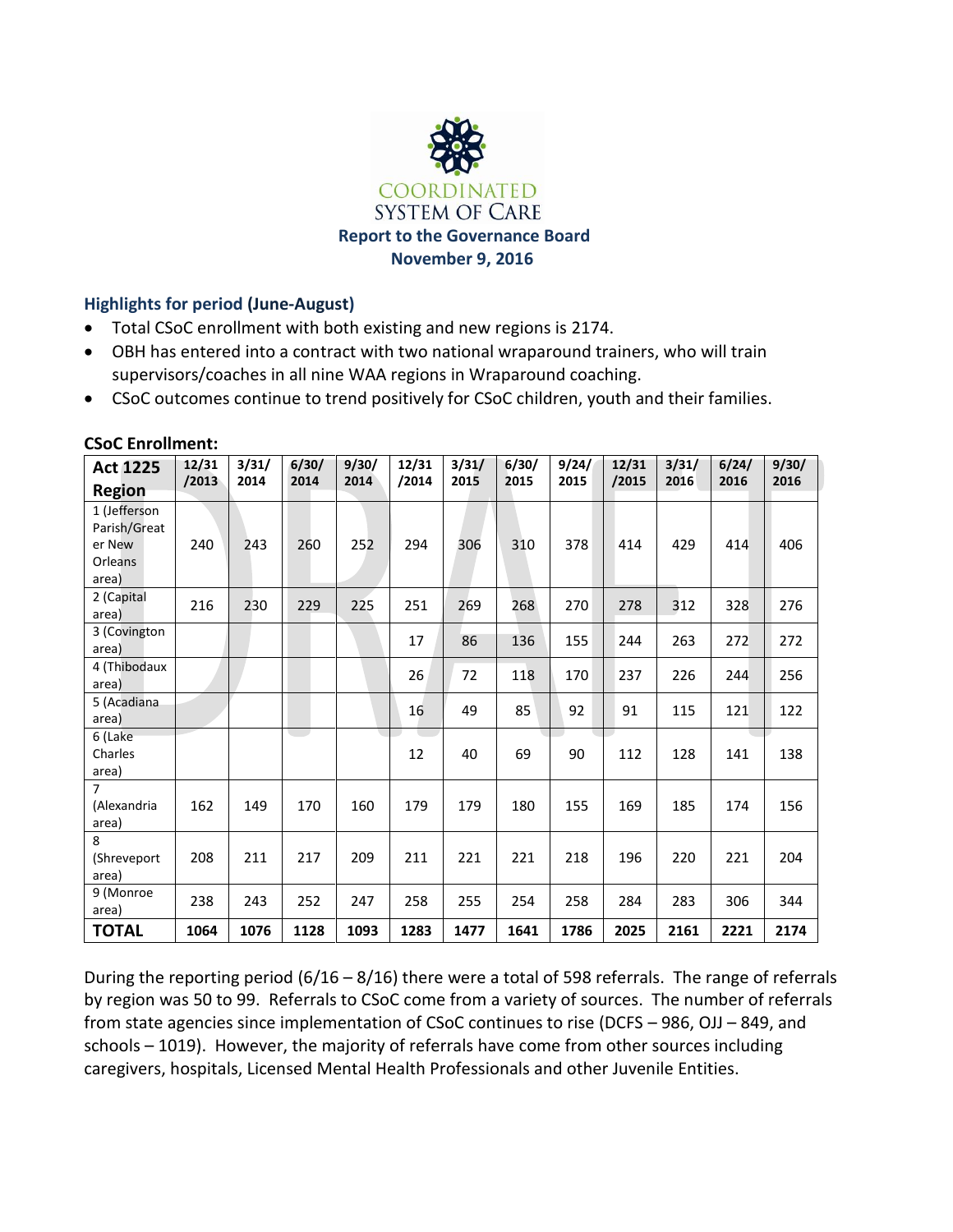COORDINATED
SYSTEM OF CARE

**Report to the Governance Board**
**November 9, 2016**

### Highlights for period (June-August)

- Total CSoC enrollment with both existing and new regions is 2174.
- OBH has entered into a contract with two national wraparound trainers, who will train supervisors/coaches in all nine WAA regions in Wraparound coaching.
- CSoC outcomes continue to trend positively for CSoC children, youth and their families.

**CSoC Enrollment:**

| Act 1225 Region | 12/31/2013 | 3/31/2014 | 6/30/2014 | 9/30/2014 | 12/31/2014 | 3/31/2015 | 6/30/2015 | 9/24/2015 | 12/31/2015 | 3/31/2016 | 6/24/2016 | 9/30/2016 |
|---|---|---|---|---|---|---|---|---|---|---|---|---|
| 1 (Jefferson Parish/Greater New Orleans area) | 240 | 243 | 260 | 252 | 294 | 306 | 310 | 378 | 414 | 429 | 414 | 406 |
| 2 (Capital area) | 216 | 230 | 229 | 225 | 251 | 269 | 268 | 270 | 278 | 312 | 328 | 276 |
| 3 (Covington area) | | | | | 17 | 86 | 136 | 155 | 244 | 263 | 272 | 272 |
| 4 (Thibodaux area) | | | | | 26 | 72 | 118 | 170 | 237 | 226 | 244 | 256 |
| 5 (Acadiana area) | | | | | 16 | 49 | 85 | 92 | 91 | 115 | 121 | 122 |
| 6 (Lake Charles area) | | | | | 12 | 40 | 69 | 90 | 112 | 128 | 141 | 138 |
| 7 (Alexandria area) | 162 | 149 | 170 | 160 | 179 | 179 | 180 | 155 | 169 | 185 | 174 | 156 |
| 8 (Shreveport area) | 208 | 211 | 217 | 209 | 211 | 221 | 221 | 218 | 196 | 220 | 221 | 204 |
| 9 (Monroe area) | 238 | 243 | 252 | 247 | 258 | 255 | 254 | 258 | 284 | 283 | 306 | 344 |
| **TOTAL** | **1064** | **1076** | **1128** | **1093** | **1283** | **1477** | **1641** | **1786** | **2025** | **2161** | **2221** | **2174** |

During the reporting period (6/16 – 8/16) there were a total of 598 referrals. The range of referrals by region was 50 to 99. Referrals to CSoC come from a variety of sources. The number of referrals from state agencies since implementation of CSoC continues to rise (DCFS – 986, OJJ – 849, and schools – 1019). However, the majority of referrals have come from other sources including caregivers, hospitals, Licensed Mental Health Professionals and other Juvenile Entities.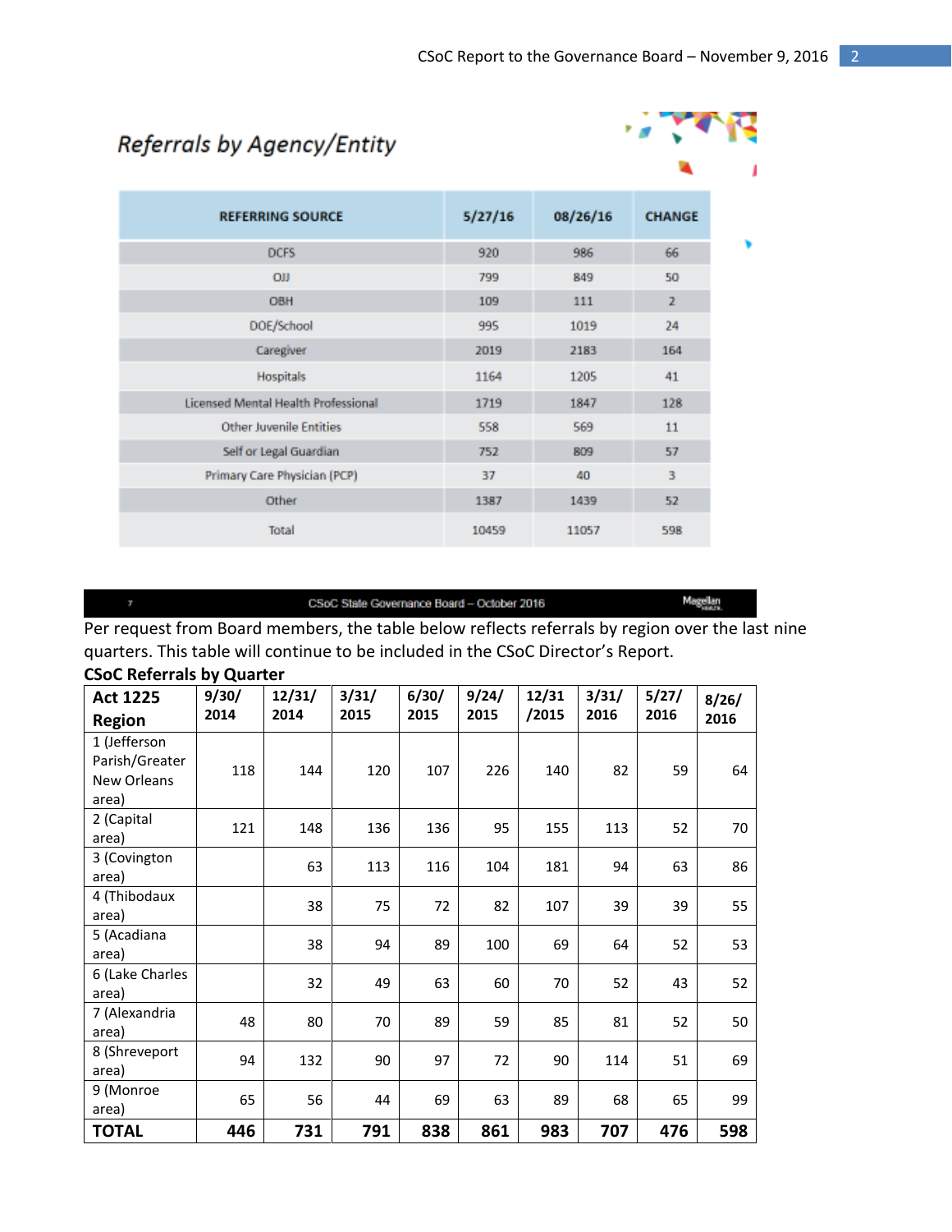## Referrals by Agency/Entity

| REFERRING SOURCE | 5/27/16 | 08/26/16 | CHANGE |
|---|---|---|---|
| DCFS | 920 | 986 | 66 |
| OJJ | 799 | 849 | 50 |
| OBH | 109 | 111 | 2 |
| DOE/School | 995 | 1019 | 24 |
| Caregiver | 2019 | 2183 | 164 |
| Hospitals | 1164 | 1205 | 41 |
| Licensed Mental Health Professional | 1719 | 1847 | 128 |
| Other Juvenile Entities | 558 | 569 | 11 |
| Self or Legal Guardian | 752 | 809 | 57 |
| Primary Care Physician (PCP) | 37 | 40 | 3 |
| Other | 1387 | 1439 | 52 |
| Total | 10459 | 11057 | 598 |

CSoC State Governance Board – October 2016

Per request from Board members, the table below reflects referrals by region over the last nine quarters. This table will continue to be included in the CSoC Director's Report.

**CSoC Referrals by Quarter**

| **Act 1225 Region** | **9/30/2014** | **12/31/2014** | **3/31/2015** | **6/30/2015** | **9/24/2015** | **12/31/2015** | **3/31/2016** | **5/27/2016** | **8/26/2016** |
|---|---|---|---|---|---|---|---|---|---|
| 1 (Jefferson Parish/Greater New Orleans area) | 118 | 144 | 120 | 107 | 226 | 140 | 82 | 59 | 64 |
| 2 (Capital area) | 121 | 148 | 136 | 136 | 95 | 155 | 113 | 52 | 70 |
| 3 (Covington area) | | 63 | 113 | 116 | 104 | 181 | 94 | 63 | 86 |
| 4 (Thibodaux area) | | 38 | 75 | 72 | 82 | 107 | 39 | 39 | 55 |
| 5 (Acadiana area) | | 38 | 94 | 89 | 100 | 69 | 64 | 52 | 53 |
| 6 (Lake Charles area) | | 32 | 49 | 63 | 60 | 70 | 52 | 43 | 52 |
| 7 (Alexandria area) | 48 | 80 | 70 | 89 | 59 | 85 | 81 | 52 | 50 |
| 8 (Shreveport area) | 94 | 132 | 90 | 97 | 72 | 90 | 114 | 51 | 69 |
| 9 (Monroe area) | 65 | 56 | 44 | 69 | 63 | 89 | 68 | 65 | 99 |
| **TOTAL** | **446** | **731** | **791** | **838** | **861** | **983** | **707** | **476** | **598** |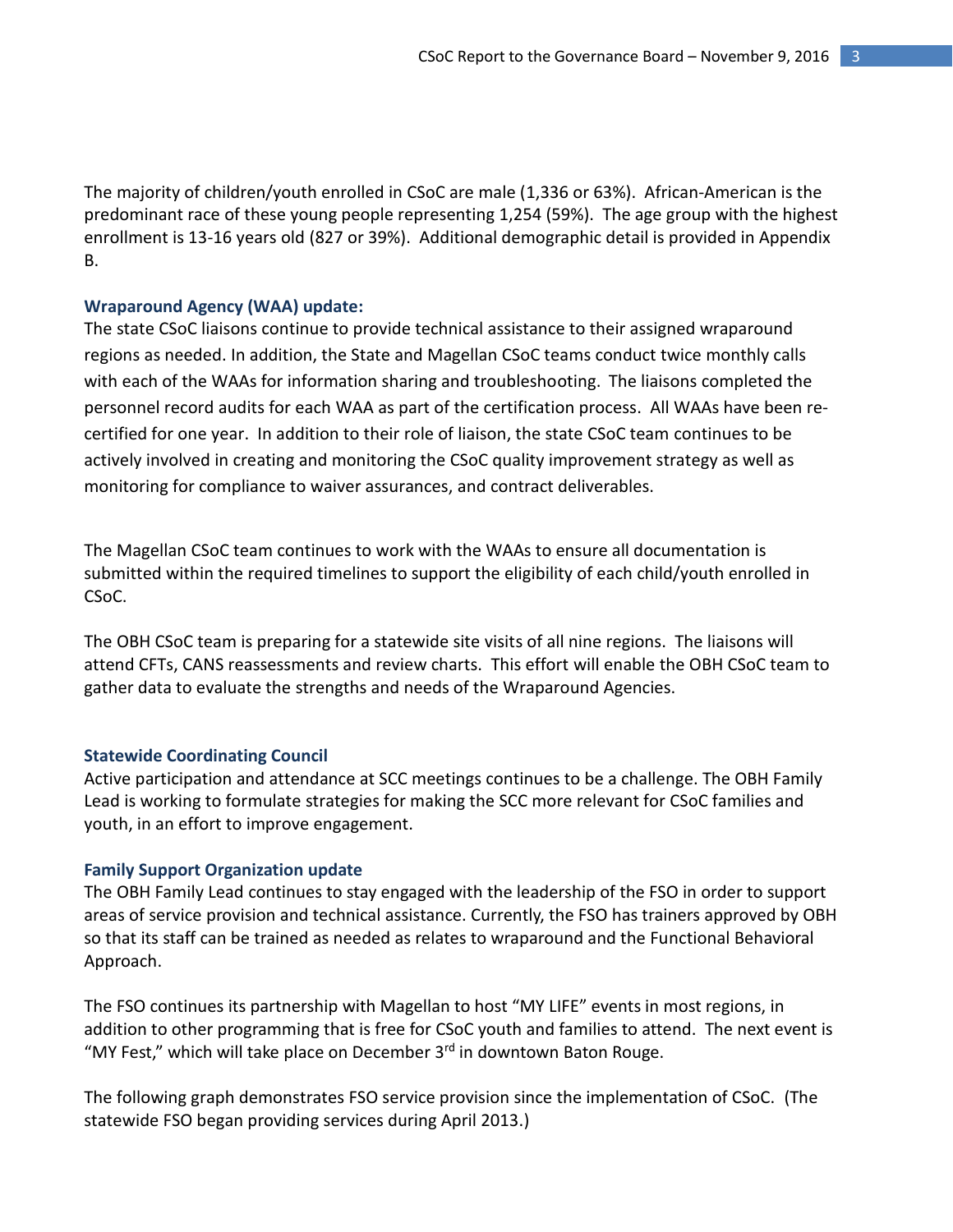The majority of children/youth enrolled in CSoC are male (1,336 or 63%). African-American is the predominant race of these young people representing 1,254 (59%). The age group with the highest enrollment is 13-16 years old (827 or 39%). Additional demographic detail is provided in Appendix B.

### Wraparound Agency (WAA) update:

The state CSoC liaisons continue to provide technical assistance to their assigned wraparound regions as needed. In addition, the State and Magellan CSoC teams conduct twice monthly calls with each of the WAAs for information sharing and troubleshooting. The liaisons completed the personnel record audits for each WAA as part of the certification process. All WAAs have been re-certified for one year. In addition to their role of liaison, the state CSoC team continues to be actively involved in creating and monitoring the CSoC quality improvement strategy as well as monitoring for compliance to waiver assurances, and contract deliverables.

The Magellan CSoC team continues to work with the WAAs to ensure all documentation is submitted within the required timelines to support the eligibility of each child/youth enrolled in CSoC.

The OBH CSoC team is preparing for a statewide site visits of all nine regions. The liaisons will attend CFTs, CANS reassessments and review charts. This effort will enable the OBH CSoC team to gather data to evaluate the strengths and needs of the Wraparound Agencies.

### Statewide Coordinating Council

Active participation and attendance at SCC meetings continues to be a challenge. The OBH Family Lead is working to formulate strategies for making the SCC more relevant for CSoC families and youth, in an effort to improve engagement.

### Family Support Organization update

The OBH Family Lead continues to stay engaged with the leadership of the FSO in order to support areas of service provision and technical assistance. Currently, the FSO has trainers approved by OBH so that its staff can be trained as needed as relates to wraparound and the Functional Behavioral Approach.

The FSO continues its partnership with Magellan to host "MY LIFE" events in most regions, in addition to other programming that is free for CSoC youth and families to attend. The next event is "MY Fest," which will take place on December 3rd in downtown Baton Rouge.

The following graph demonstrates FSO service provision since the implementation of CSoC. (The statewide FSO began providing services during April 2013.)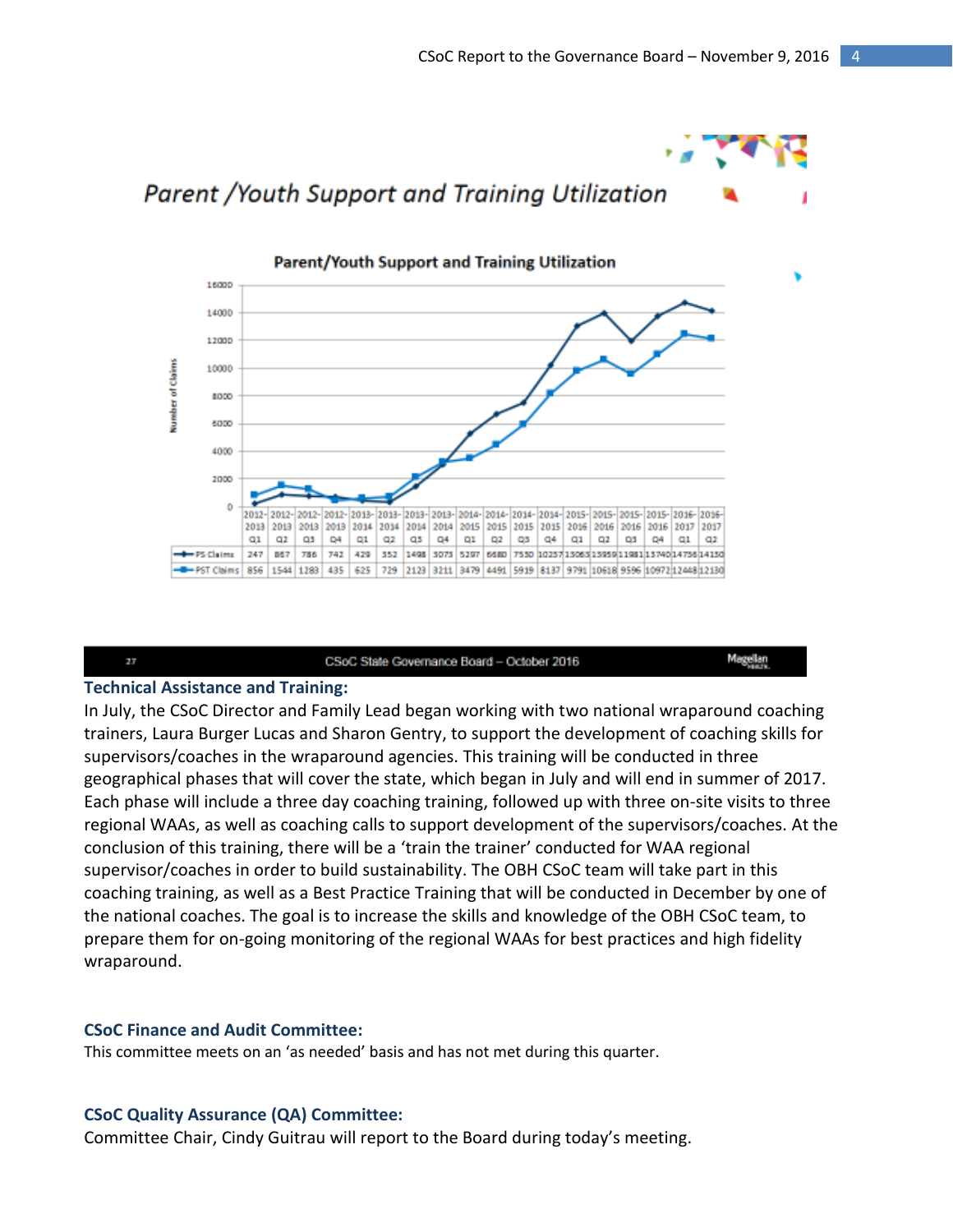## Parent /Youth Support and Training Utilization

**Parent/Youth Support and Training Utilization**

| | 2012-2013 Q1 | 2012-2013 Q2 | 2012-2013 Q3 | 2012-2013 Q4 | 2013-2014 Q1 | 2013-2014 Q2 | 2013-2014 Q3 | 2013-2014 Q4 | 2014-2015 Q1 | 2014-2015 Q2 | 2014-2015 Q3 | 2014-2015 Q4 | 2015-2016 Q1 | 2015-2016 Q2 | 2015-2016 Q3 | 2015-2016 Q4 | 2016-2017 Q1 | 2016-2017 Q2 |
|---|---|---|---|---|---|---|---|---|---|---|---|---|---|---|---|---|---|---|
| PS Claims | 247 | 867 | 786 | 742 | 429 | 352 | 1498 | 3073 | 5297 | 6680 | 7530 | 10257 | 13063 | 13959 | 11981 | 13740 | 14736 | 14150 |
| PST Claims | 856 | 1544 | 1283 | 435 | 625 | 729 | 2123 | 3211 | 3479 | 4491 | 5919 | 8137 | 9791 | 10618 | 9596 | 10972 | 12448 | 12130 |

CSoC State Governance Board – October 2016

### Technical Assistance and Training:

In July, the CSoC Director and Family Lead began working with two national wraparound coaching trainers, Laura Burger Lucas and Sharon Gentry, to support the development of coaching skills for supervisors/coaches in the wraparound agencies. This training will be conducted in three geographical phases that will cover the state, which began in July and will end in summer of 2017. Each phase will include a three day coaching training, followed up with three on-site visits to three regional WAAs, as well as coaching calls to support development of the supervisors/coaches. At the conclusion of this training, there will be a 'train the trainer' conducted for WAA regional supervisor/coaches in order to build sustainability. The OBH CSoC team will take part in this coaching training, as well as a Best Practice Training that will be conducted in December by one of the national coaches. The goal is to increase the skills and knowledge of the OBH CSoC team, to prepare them for on-going monitoring of the regional WAAs for best practices and high fidelity wraparound.

### CSoC Finance and Audit Committee:

This committee meets on an 'as needed' basis and has not met during this quarter.

### CSoC Quality Assurance (QA) Committee:

Committee Chair, Cindy Guitrau will report to the Board during today's meeting.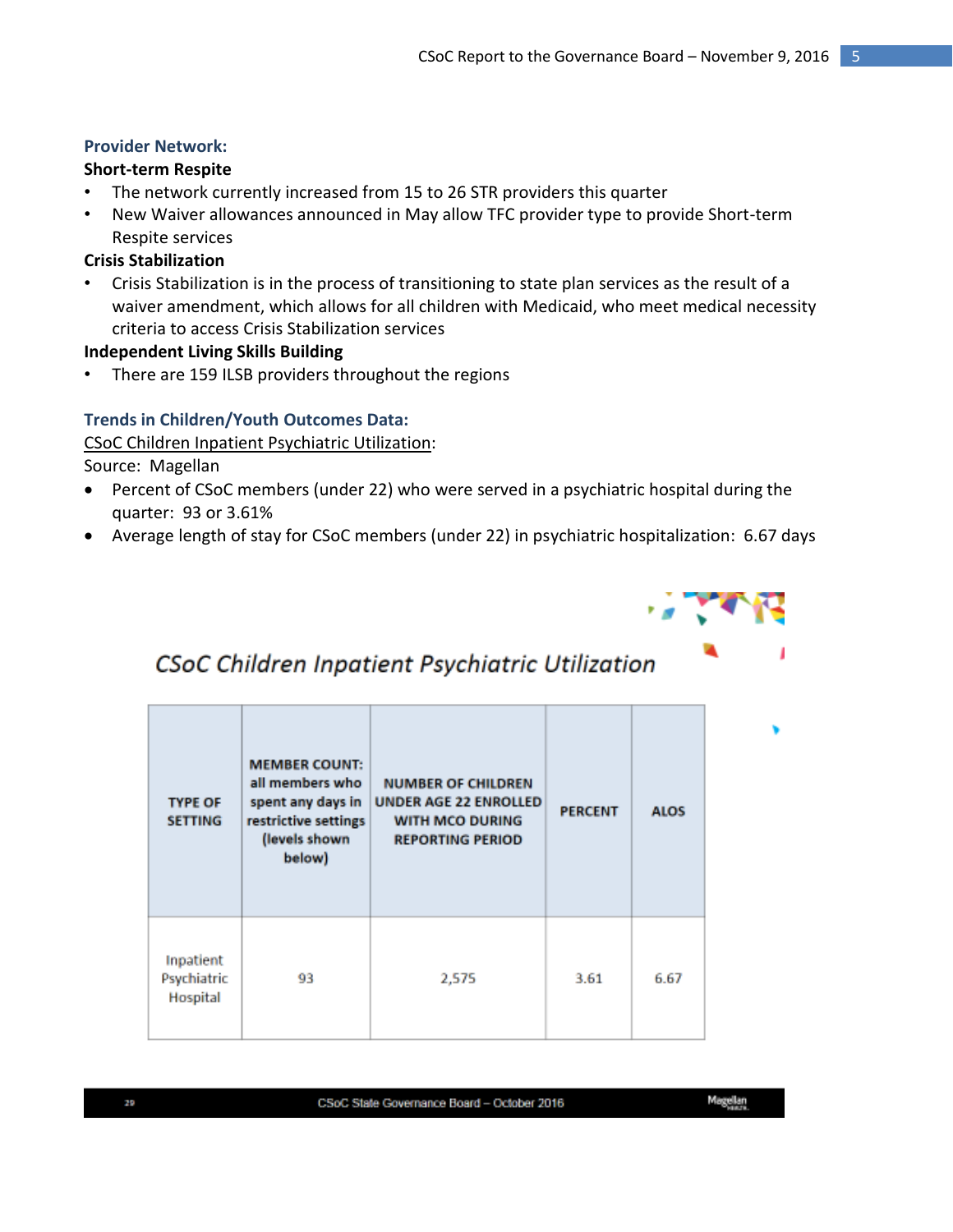### Provider Network:

**Short-term Respite**

- The network currently increased from 15 to 26 STR providers this quarter
- New Waiver allowances announced in May allow TFC provider type to provide Short-term Respite services

**Crisis Stabilization**

- Crisis Stabilization is in the process of transitioning to state plan services as the result of a waiver amendment, which allows for all children with Medicaid, who meet medical necessity criteria to access Crisis Stabilization services

**Independent Living Skills Building**

- There are 159 ILSB providers throughout the regions

### Trends in Children/Youth Outcomes Data:

CSoC Children Inpatient Psychiatric Utilization:

Source: Magellan

- Percent of CSoC members (under 22) who were served in a psychiatric hospital during the quarter: 93 or 3.61%
- Average length of stay for CSoC members (under 22) in psychiatric hospitalization: 6.67 days

*CSoC Children Inpatient Psychiatric Utilization*

| TYPE OF SETTING | MEMBER COUNT: all members who spent any days in restrictive settings (levels shown below) | NUMBER OF CHILDREN UNDER AGE 22 ENROLLED WITH MCO DURING REPORTING PERIOD | PERCENT | ALOS |
|---|---|---|---|---|
| Inpatient Psychiatric Hospital | 93 | 2,575 | 3.61 | 6.67 |

CSoC State Governance Board – October 2016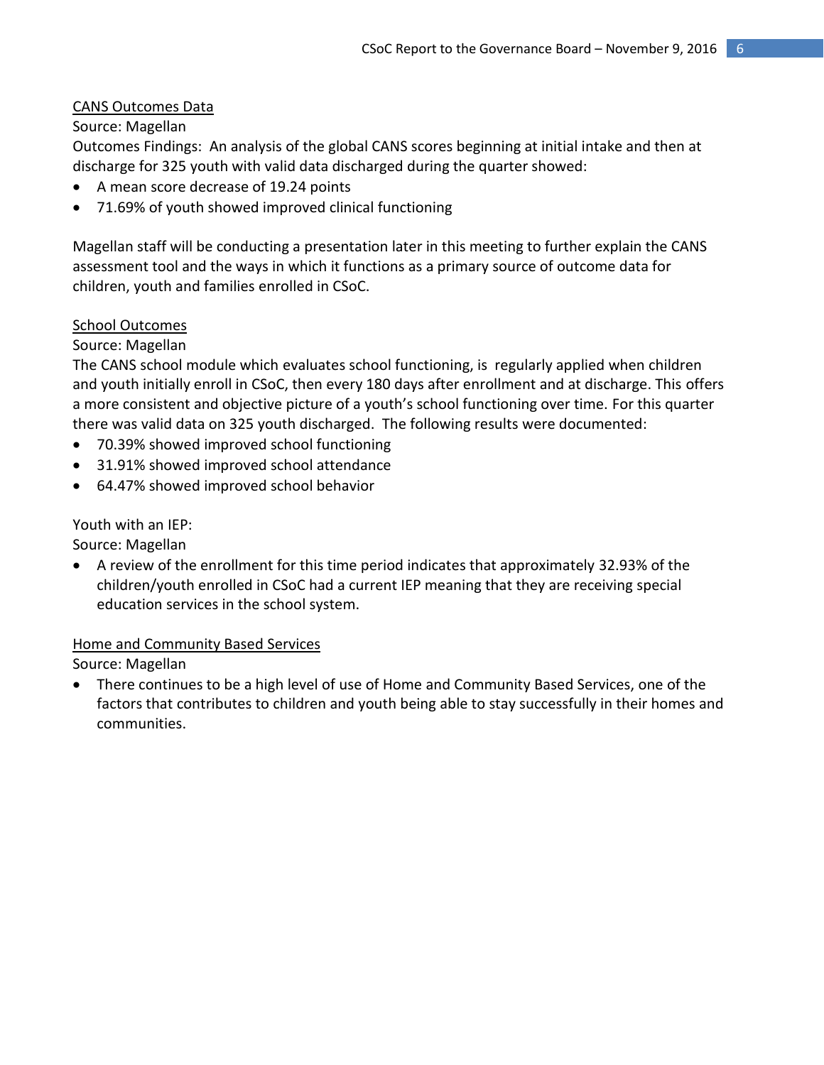<u>CANS Outcomes Data</u>

Source: Magellan

Outcomes Findings: An analysis of the global CANS scores beginning at initial intake and then at discharge for 325 youth with valid data discharged during the quarter showed:

- A mean score decrease of 19.24 points
- 71.69% of youth showed improved clinical functioning

Magellan staff will be conducting a presentation later in this meeting to further explain the CANS assessment tool and the ways in which it functions as a primary source of outcome data for children, youth and families enrolled in CSoC.

<u>School Outcomes</u>

Source: Magellan

The CANS school module which evaluates school functioning, is regularly applied when children and youth initially enroll in CSoC, then every 180 days after enrollment and at discharge. This offers a more consistent and objective picture of a youth's school functioning over time. For this quarter there was valid data on 325 youth discharged. The following results were documented:

- 70.39% showed improved school functioning
- 31.91% showed improved school attendance
- 64.47% showed improved school behavior

Youth with an IEP:

Source: Magellan

- A review of the enrollment for this time period indicates that approximately 32.93% of the children/youth enrolled in CSoC had a current IEP meaning that they are receiving special education services in the school system.

<u>Home and Community Based Services</u>

Source: Magellan

- There continues to be a high level of use of Home and Community Based Services, one of the factors that contributes to children and youth being able to stay successfully in their homes and communities.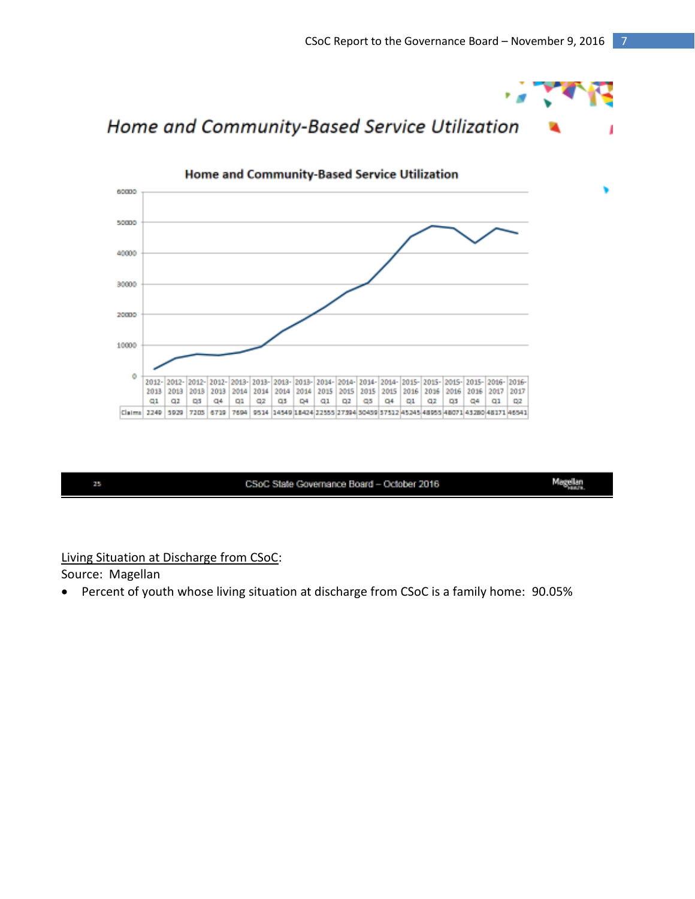## Home and Community-Based Service Utilization

Home and Community-Based Service Utilization

60000
50000
40000
30000
20000
10000
0

2012-2013 Q1 | 2012-2013 Q2 | 2012-2013 Q3 | 2012-2013 Q4 | 2013-2014 Q1 | 2013-2014 Q2 | 2013-2014 Q3 | 2013-2014 Q4 | 2014-2015 Q1 | 2014-2015 Q2 | 2014-2015 Q3 | 2014-2015 Q4 | 2015-2016 Q1 | 2015-2016 Q2 | 2015-2016 Q3 | 2015-2016 Q4 | 2016-2017 Q1 | 2016-2017 Q2

Claims 2249 5929 7205 6729 7694 9514 14549 18424 22555 27394 30459 37512 45245 48955 48071 43280 48171 46541

25 CSoC State Governance Board – October 2016 Magellan

Living Situation at Discharge from CSoC:
Source: Magellan

- Percent of youth whose living situation at discharge from CSoC is a family home: 90.05%